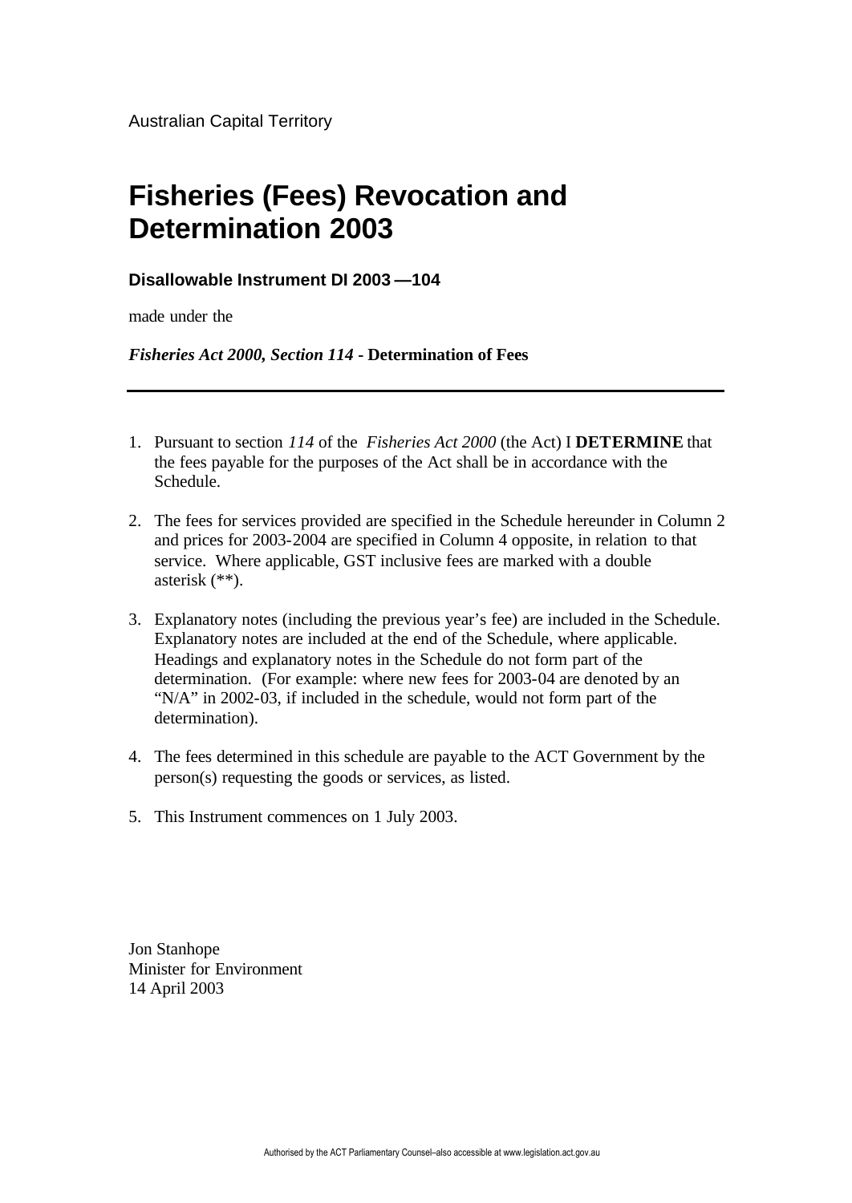Australian Capital Territory

# Fisheries (Fees) Revocation and Determination 2003

**Disallowable Instrument DI 2003 —104**

made under the

***Fisheries Act 2000, Section 114* - Determination of Fees**

---

1. Pursuant to section *114* of the *Fisheries Act 2000* (the Act) I **DETERMINE** that the fees payable for the purposes of the Act shall be in accordance with the Schedule.

2. The fees for services provided are specified in the Schedule hereunder in Column 2 and prices for 2003-2004 are specified in Column 4 opposite, in relation to that service. Where applicable, GST inclusive fees are marked with a double asterisk (**).

3. Explanatory notes (including the previous year's fee) are included in the Schedule. Explanatory notes are included at the end of the Schedule, where applicable. Headings and explanatory notes in the Schedule do not form part of the determination. (For example: where new fees for 2003-04 are denoted by an "N/A" in 2002-03, if included in the schedule, would not form part of the determination).

4. The fees determined in this schedule are payable to the ACT Government by the person(s) requesting the goods or services, as listed.

5. This Instrument commences on 1 July 2003.

Jon Stanhope
Minister for Environment
14 April 2003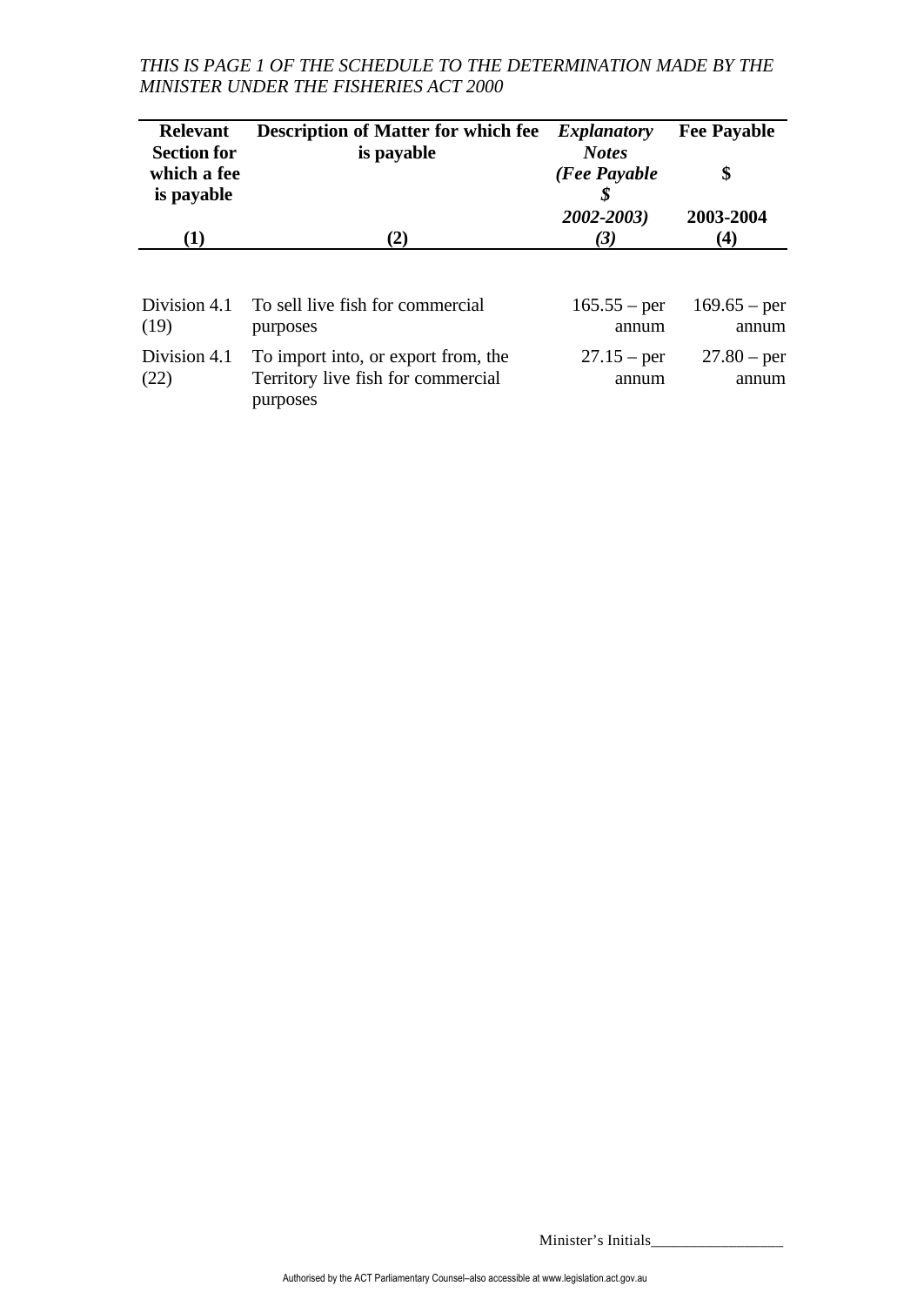*THIS IS PAGE 1 OF THE SCHEDULE TO THE DETERMINATION MADE BY THE MINISTER UNDER THE FISHERIES ACT 2000*

| **Relevant Section for which a fee is payable** | **Description of Matter for which fee is payable** | ***Explanatory Notes (Fee Payable $ 2002-2003)*** | **Fee Payable $ 2003-2004** |
|---|---|---|---|
| **(1)** | **(2)** | ***(3)*** | **(4)** |
| Division 4.1 (19) | To sell live fish for commercial purposes | 165.55 – per annum | 169.65 – per annum |
| Division 4.1 (22) | To import into, or export from, the Territory live fish for commercial purposes | 27.15 – per annum | 27.80 – per annum |

Minister's Initials_________________